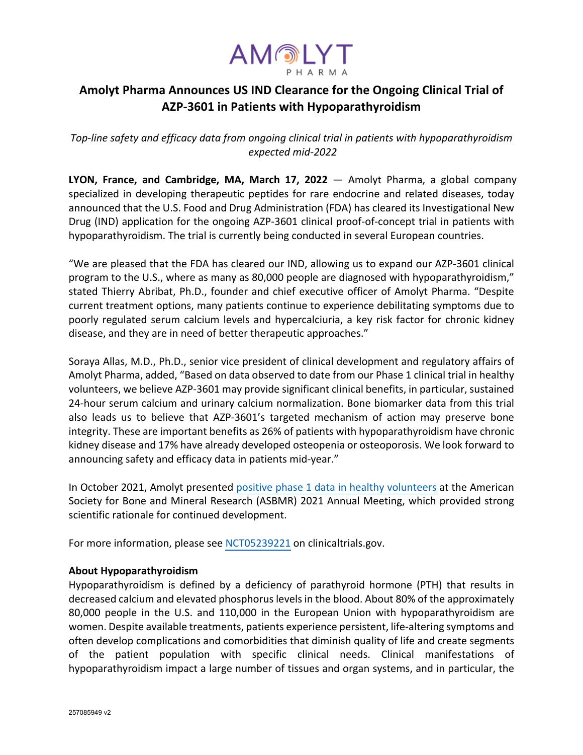# Amolyt Pharma Announces US IND Clearance for the Ongoing Clinical Trial of AZP-3601 in Patients with Hypoparathyroidism

*Top-line safety and efficacy data from ongoing clinical trial in patients with hypoparathyroidism expected mid-2022*

**LYON, France, and Cambridge, MA, March 17, 2022** — Amolyt Pharma, a global company specialized in developing therapeutic peptides for rare endocrine and related diseases, today announced that the U.S. Food and Drug Administration (FDA) has cleared its Investigational New Drug (IND) application for the ongoing AZP-3601 clinical proof-of-concept trial in patients with hypoparathyroidism. The trial is currently being conducted in several European countries.

"We are pleased that the FDA has cleared our IND, allowing us to expand our AZP-3601 clinical program to the U.S., where as many as 80,000 people are diagnosed with hypoparathyroidism," stated Thierry Abribat, Ph.D., founder and chief executive officer of Amolyt Pharma. "Despite current treatment options, many patients continue to experience debilitating symptoms due to poorly regulated serum calcium levels and hypercalciuria, a key risk factor for chronic kidney disease, and they are in need of better therapeutic approaches."

Soraya Allas, M.D., Ph.D., senior vice president of clinical development and regulatory affairs of Amolyt Pharma, added, "Based on data observed to date from our Phase 1 clinical trial in healthy volunteers, we believe AZP-3601 may provide significant clinical benefits, in particular, sustained 24-hour serum calcium and urinary calcium normalization. Bone biomarker data from this trial also leads us to believe that AZP-3601's targeted mechanism of action may preserve bone integrity. These are important benefits as 26% of patients with hypoparathyroidism have chronic kidney disease and 17% have already developed osteopenia or osteoporosis. We look forward to announcing safety and efficacy data in patients mid-year."

In October 2021, Amolyt presented positive phase 1 data in healthy volunteers at the American Society for Bone and Mineral Research (ASBMR) 2021 Annual Meeting, which provided strong scientific rationale for continued development.

For more information, please see NCT05239221 on clinicaltrials.gov.

**About Hypoparathyroidism**

Hypoparathyroidism is defined by a deficiency of parathyroid hormone (PTH) that results in decreased calcium and elevated phosphorus levels in the blood. About 80% of the approximately 80,000 people in the U.S. and 110,000 in the European Union with hypoparathyroidism are women. Despite available treatments, patients experience persistent, life-altering symptoms and often develop complications and comorbidities that diminish quality of life and create segments of the patient population with specific clinical needs. Clinical manifestations of hypoparathyroidism impact a large number of tissues and organ systems, and in particular, the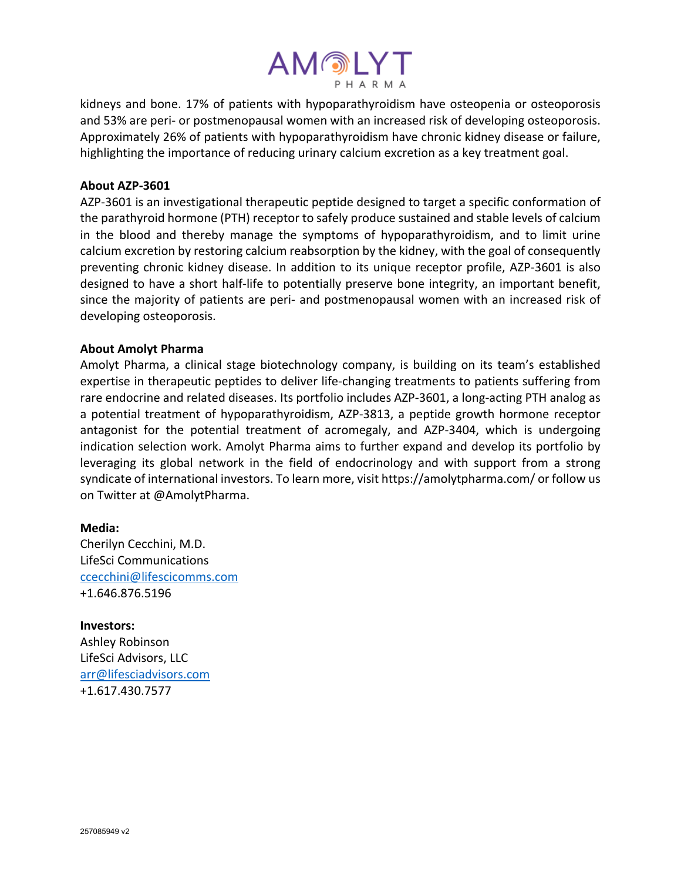kidneys and bone. 17% of patients with hypoparathyroidism have osteopenia or osteoporosis and 53% are peri- or postmenopausal women with an increased risk of developing osteoporosis. Approximately 26% of patients with hypoparathyroidism have chronic kidney disease or failure, highlighting the importance of reducing urinary calcium excretion as a key treatment goal.

**About AZP-3601**

AZP-3601 is an investigational therapeutic peptide designed to target a specific conformation of the parathyroid hormone (PTH) receptor to safely produce sustained and stable levels of calcium in the blood and thereby manage the symptoms of hypoparathyroidism, and to limit urine calcium excretion by restoring calcium reabsorption by the kidney, with the goal of consequently preventing chronic kidney disease. In addition to its unique receptor profile, AZP-3601 is also designed to have a short half-life to potentially preserve bone integrity, an important benefit, since the majority of patients are peri- and postmenopausal women with an increased risk of developing osteoporosis.

**About Amolyt Pharma**

Amolyt Pharma, a clinical stage biotechnology company, is building on its team's established expertise in therapeutic peptides to deliver life-changing treatments to patients suffering from rare endocrine and related diseases. Its portfolio includes AZP-3601, a long-acting PTH analog as a potential treatment of hypoparathyroidism, AZP-3813, a peptide growth hormone receptor antagonist for the potential treatment of acromegaly, and AZP-3404, which is undergoing indication selection work. Amolyt Pharma aims to further expand and develop its portfolio by leveraging its global network in the field of endocrinology and with support from a strong syndicate of international investors. To learn more, visit https://amolytpharma.com/ or follow us on Twitter at @AmolytPharma.

**Media:**
Cherilyn Cecchini, M.D.
LifeSci Communications
ccecchini@lifescicomms.com
+1.646.876.5196

**Investors:**
Ashley Robinson
LifeSci Advisors, LLC
arr@lifesciadvisors.com
+1.617.430.7577

257085949 v2